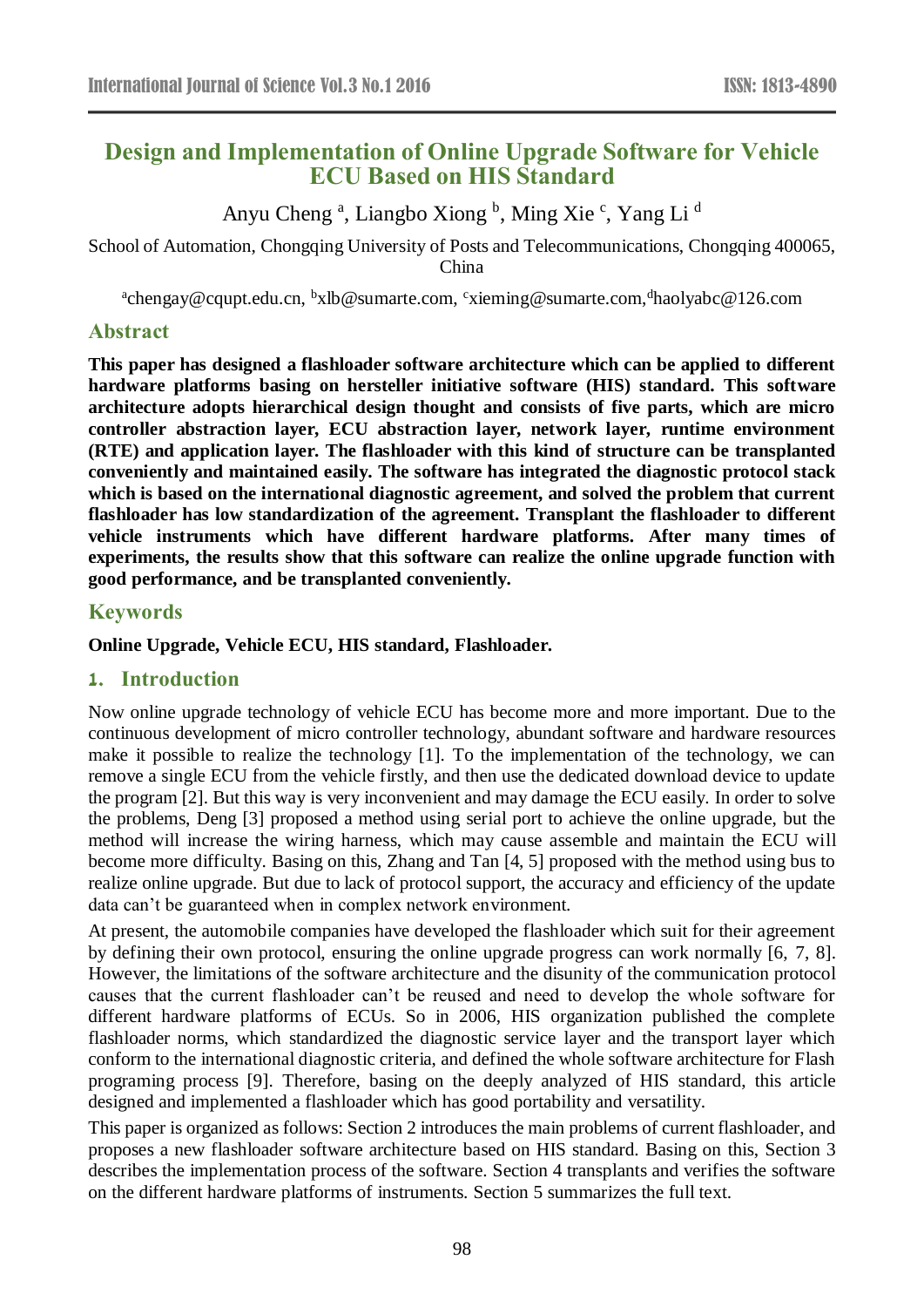# Design and Implementation of Online Upgrade Software for Vehicle ECU Based on HIS Standard

Anyu Cheng [a], Liangbo Xiong [b], Ming Xie [c], Yang Li [d]

School of Automation, Chongqing University of Posts and Telecommunications, Chongqing 400065, China

[a]chengay@cqupt.edu.cn, [b]xlb@sumarte.com, [c]xieming@sumarte.com,[d]haolyabc@126.com

## Abstract

**This paper has designed a flashloader software architecture which can be applied to different hardware platforms basing on hersteller initiative software (HIS) standard. This software architecture adopts hierarchical design thought and consists of five parts, which are micro controller abstraction layer, ECU abstraction layer, network layer, runtime environment (RTE) and application layer. The flashloader with this kind of structure can be transplanted conveniently and maintained easily. The software has integrated the diagnostic protocol stack which is based on the international diagnostic agreement, and solved the problem that current flashloader has low standardization of the agreement. Transplant the flashloader to different vehicle instruments which have different hardware platforms. After many times of experiments, the results show that this software can realize the online upgrade function with good performance, and be transplanted conveniently.**

## Keywords

**Online Upgrade, Vehicle ECU, HIS standard, Flashloader.**

## 1. Introduction

Now online upgrade technology of vehicle ECU has become more and more important. Due to the continuous development of micro controller technology, abundant software and hardware resources make it possible to realize the technology [1]. To the implementation of the technology, we can remove a single ECU from the vehicle firstly, and then use the dedicated download device to update the program [2]. But this way is very inconvenient and may damage the ECU easily. In order to solve the problems, Deng [3] proposed a method using serial port to achieve the online upgrade, but the method will increase the wiring harness, which may cause assemble and maintain the ECU will become more difficulty. Basing on this, Zhang and Tan [4, 5] proposed with the method using bus to realize online upgrade. But due to lack of protocol support, the accuracy and efficiency of the update data can't be guaranteed when in complex network environment.

At present, the automobile companies have developed the flashloader which suit for their agreement by defining their own protocol, ensuring the online upgrade progress can work normally [6, 7, 8]. However, the limitations of the software architecture and the disunity of the communication protocol causes that the current flashloader can't be reused and need to develop the whole software for different hardware platforms of ECUs. So in 2006, HIS organization published the complete flashloader norms, which standardized the diagnostic service layer and the transport layer which conform to the international diagnostic criteria, and defined the whole software architecture for Flash programing process [9]. Therefore, basing on the deeply analyzed of HIS standard, this article designed and implemented a flashloader which has good portability and versatility.

This paper is organized as follows: Section 2 introduces the main problems of current flashloader, and proposes a new flashloader software architecture based on HIS standard. Basing on this, Section 3 describes the implementation process of the software. Section 4 transplants and verifies the software on the different hardware platforms of instruments. Section 5 summarizes the full text.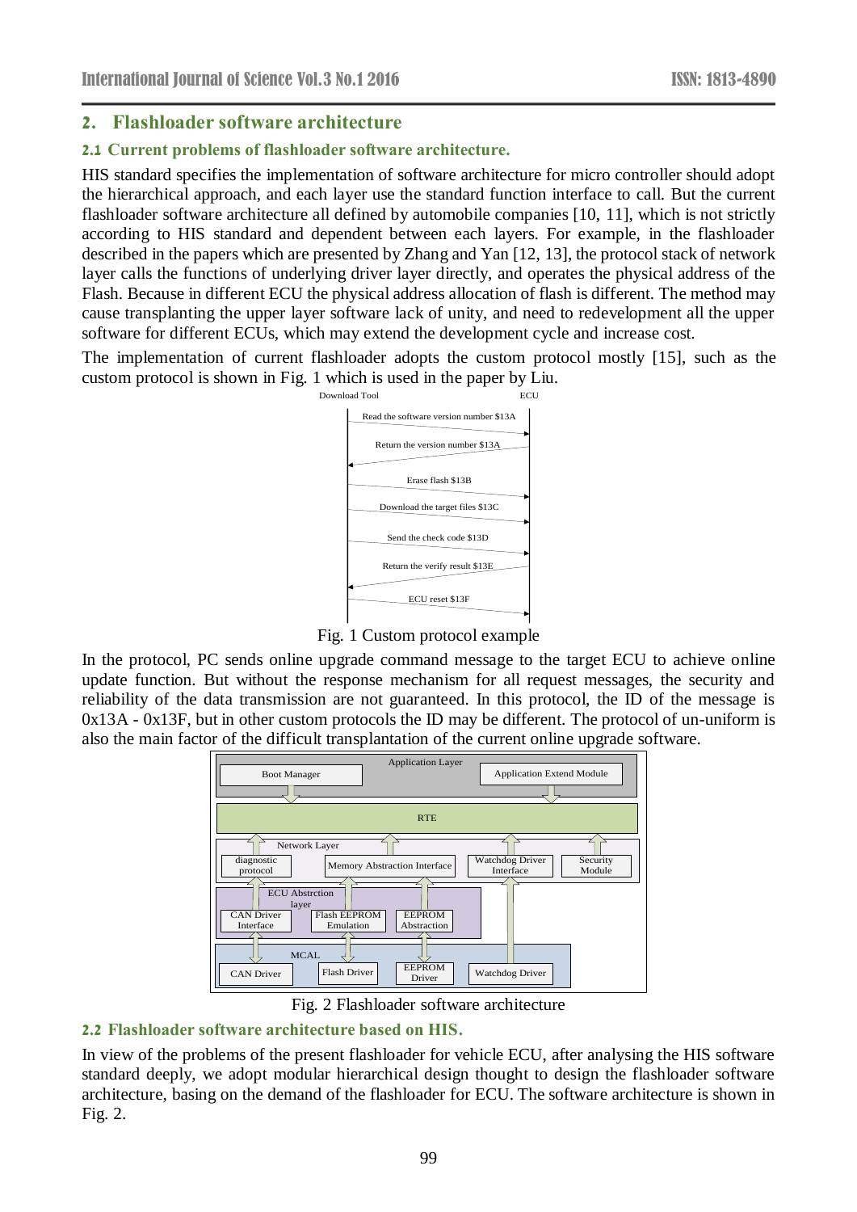## 2. Flashloader software architecture

### 2.1 Current problems of flashloader software architecture.

HIS standard specifies the implementation of software architecture for micro controller should adopt the hierarchical approach, and each layer use the standard function interface to call. But the current flashloader software architecture all defined by automobile companies [10, 11], which is not strictly according to HIS standard and dependent between each layers. For example, in the flashloader described in the papers which are presented by Zhang and Yan [12, 13], the protocol stack of network layer calls the functions of underlying driver layer directly, and operates the physical address of the Flash. Because in different ECU the physical address allocation of flash is different. The method may cause transplanting the upper layer software lack of unity, and need to redevelopment all the upper software for different ECUs, which may extend the development cycle and increase cost.

The implementation of current flashloader adopts the custom protocol mostly [15], such as the custom protocol is shown in Fig. 1 which is used in the paper by Liu.

Fig. 1 Custom protocol example

In the protocol, PC sends online upgrade command message to the target ECU to achieve online update function. But without the response mechanism for all request messages, the security and reliability of the data transmission are not guaranteed. In this protocol, the ID of the message is 0x13A - 0x13F, but in other custom protocols the ID may be different. The protocol of un-uniform is also the main factor of the difficult transplantation of the current online upgrade software.

Fig. 2 Flashloader software architecture

### 2.2 Flashloader software architecture based on HIS.

In view of the problems of the present flashloader for vehicle ECU, after analysing the HIS software standard deeply, we adopt modular hierarchical design thought to design the flashloader software architecture, basing on the demand of the flashloader for ECU. The software architecture is shown in Fig. 2.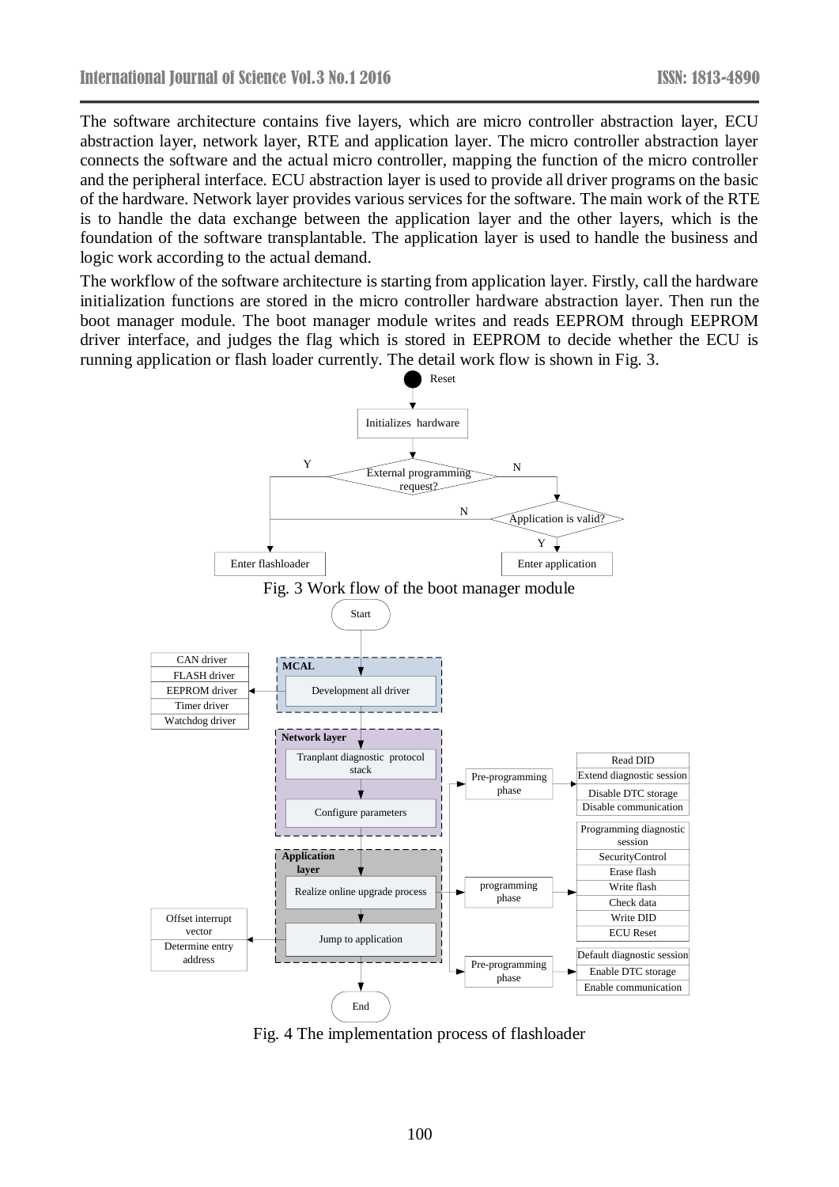The software architecture contains five layers, which are micro controller abstraction layer, ECU abstraction layer, network layer, RTE and application layer. The micro controller abstraction layer connects the software and the actual micro controller, mapping the function of the micro controller and the peripheral interface. ECU abstraction layer is used to provide all driver programs on the basic of the hardware. Network layer provides various services for the software. The main work of the RTE is to handle the data exchange between the application layer and the other layers, which is the foundation of the software transplantable. The application layer is used to handle the business and logic work according to the actual demand.

The workflow of the software architecture is starting from application layer. Firstly, call the hardware initialization functions are stored in the micro controller hardware abstraction layer. Then run the boot manager module. The boot manager module writes and reads EEPROM through EEPROM driver interface, and judges the flag which is stored in EEPROM to decide whether the ECU is running application or flash loader currently. The detail work flow is shown in Fig. 3.

Fig. 3 Work flow of the boot manager module

Fig. 4 The implementation process of flashloader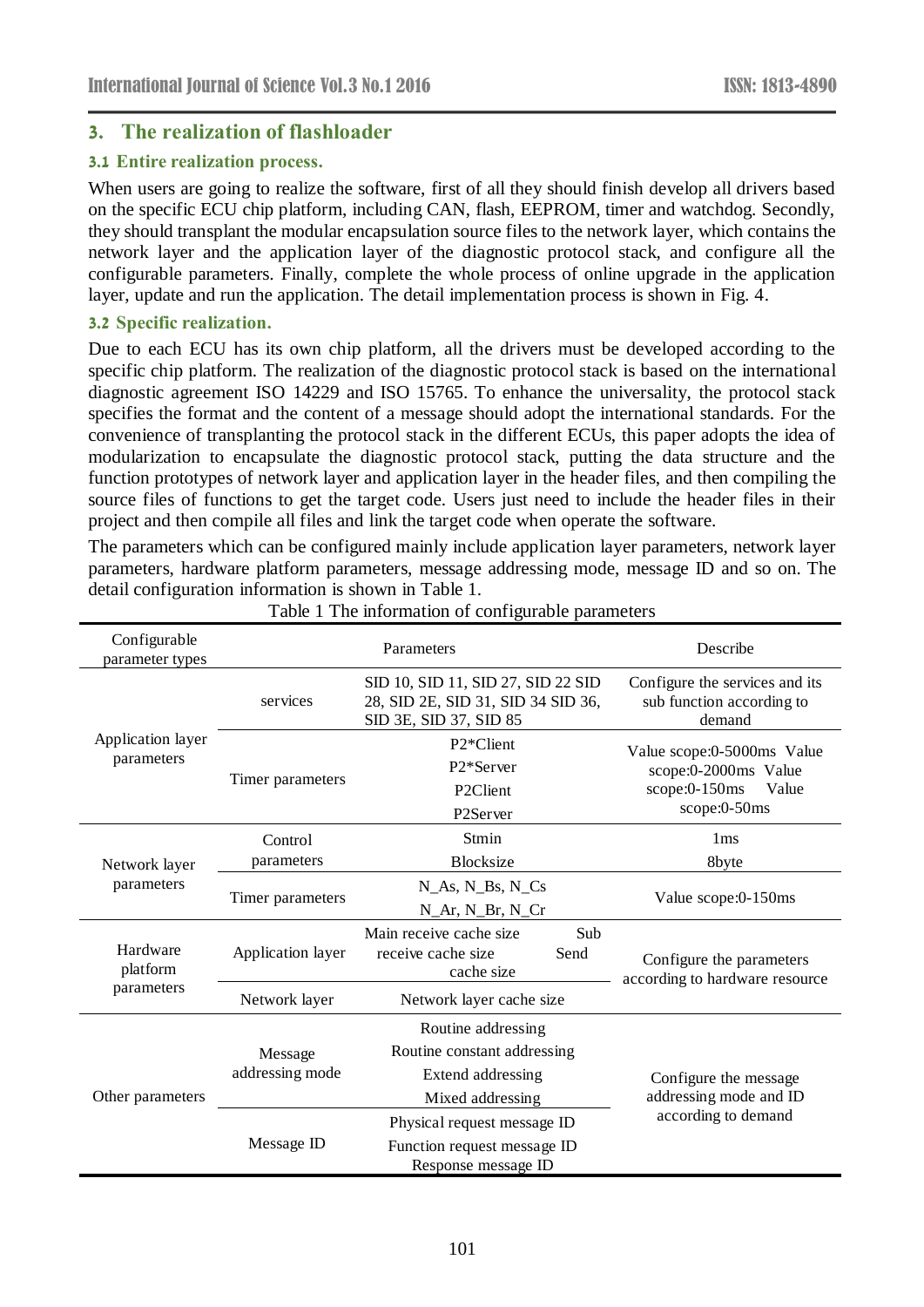## 3. The realization of flashloader

### 3.1 Entire realization process.

When users are going to realize the software, first of all they should finish develop all drivers based on the specific ECU chip platform, including CAN, flash, EEPROM, timer and watchdog. Secondly, they should transplant the modular encapsulation source files to the network layer, which contains the network layer and the application layer of the diagnostic protocol stack, and configure all the configurable parameters. Finally, complete the whole process of online upgrade in the application layer, update and run the application. The detail implementation process is shown in Fig. 4.

### 3.2 Specific realization.

Due to each ECU has its own chip platform, all the drivers must be developed according to the specific chip platform. The realization of the diagnostic protocol stack is based on the international diagnostic agreement ISO 14229 and ISO 15765. To enhance the universality, the protocol stack specifies the format and the content of a message should adopt the international standards. For the convenience of transplanting the protocol stack in the different ECUs, this paper adopts the idea of modularization to encapsulate the diagnostic protocol stack, putting the data structure and the function prototypes of network layer and application layer in the header files, and then compiling the source files of functions to get the target code. Users just need to include the header files in their project and then compile all files and link the target code when operate the software.

The parameters which can be configured mainly include application layer parameters, network layer parameters, hardware platform parameters, message addressing mode, message ID and so on. The detail configuration information is shown in Table 1.

Table 1 The information of configurable parameters

| Configurable parameter types | | Parameters | Describe |
|---|---|---|---|
| Application layer parameters | services | SID 10, SID 11, SID 27, SID 22 SID 28, SID 2E, SID 31, SID 34 SID 36, SID 3E, SID 37, SID 85 | Configure the services and its sub function according to demand |
| | Timer parameters | P2*Client<br>P2*Server<br>P2Client<br>P2Server | Value scope:0-5000ms Value scope:0-2000ms Value scope:0-150ms Value scope:0-50ms |
| Network layer parameters | Control parameters | Stmin<br>Blocksize | 1ms<br>8byte |
| | Timer parameters | N_As, N_Bs, N_Cs<br>N_Ar, N_Br, N_Cr | Value scope:0-150ms |
| Hardware platform parameters | Application layer | Main receive cache size Sub receive cache size Send cache size | Configure the parameters according to hardware resource |
| | Network layer | Network layer cache size | |
| Other parameters | Message addressing mode | Routine addressing<br>Routine constant addressing<br>Extend addressing<br>Mixed addressing | Configure the message addressing mode and ID according to demand |
| | Message ID | Physical request message ID<br>Function request message ID<br>Response message ID | |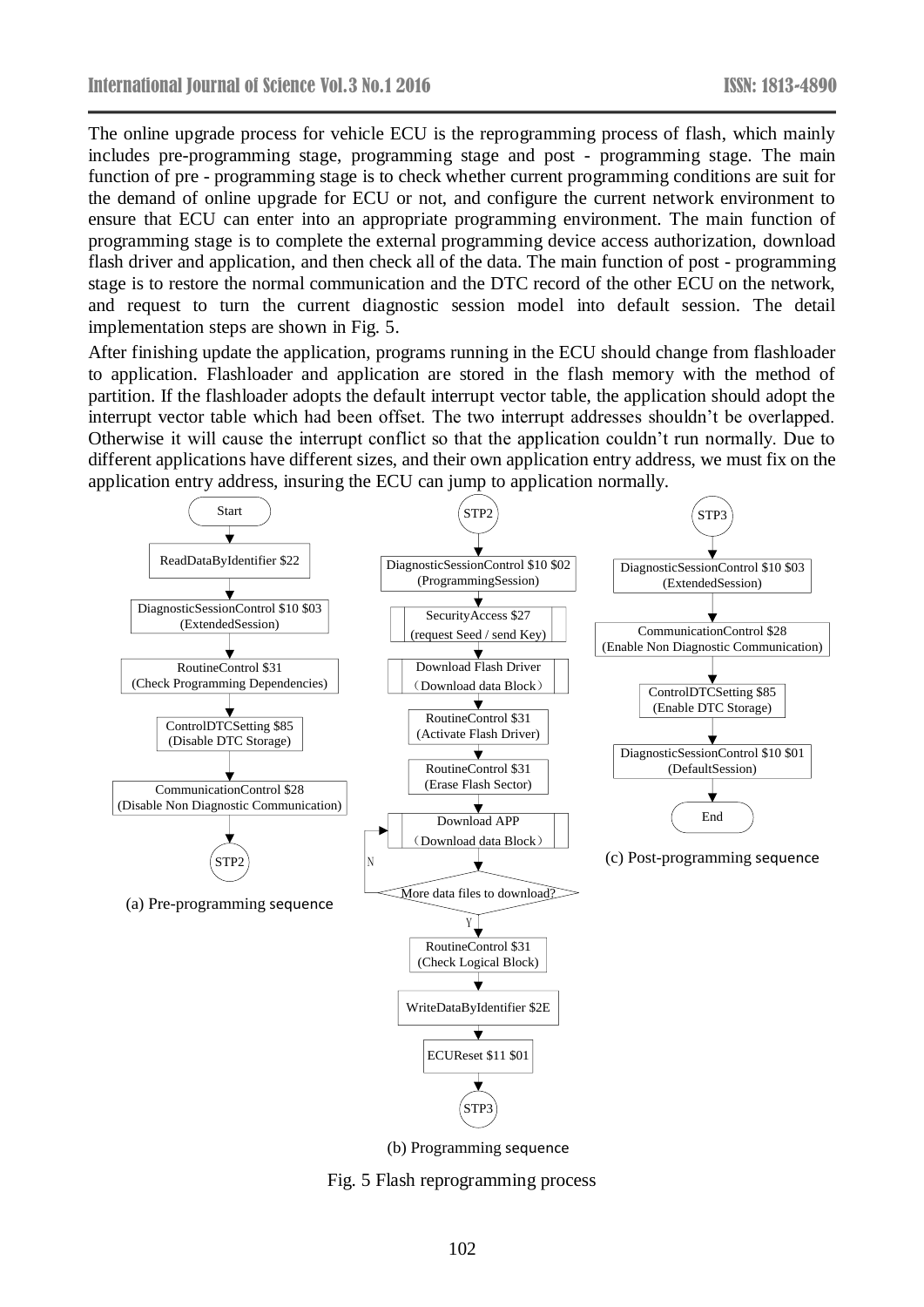The online upgrade process for vehicle ECU is the reprogramming process of flash, which mainly includes pre-programming stage, programming stage and post - programming stage. The main function of pre - programming stage is to check whether current programming conditions are suit for the demand of online upgrade for ECU or not, and configure the current network environment to ensure that ECU can enter into an appropriate programming environment. The main function of programming stage is to complete the external programming device access authorization, download flash driver and application, and then check all of the data. The main function of post - programming stage is to restore the normal communication and the DTC record of the other ECU on the network, and request to turn the current diagnostic session model into default session. The detail implementation steps are shown in Fig. 5.

After finishing update the application, programs running in the ECU should change from flashloader to application. Flashloader and application are stored in the flash memory with the method of partition. If the flashloader adopts the default interrupt vector table, the application should adopt the interrupt vector table which had been offset. The two interrupt addresses shouldn't be overlapped. Otherwise it will cause the interrupt conflict so that the application couldn't run normally. Due to different applications have different sizes, and their own application entry address, we must fix on the application entry address, insuring the ECU can jump to application normally.

Start → ReadDataByIdentifier $22 → DiagnosticSessionControl $10 $03 (ExtendedSession) → RoutineControl $31 (Check Programming Dependencies) → ControlDTCSetting $85 (Disable DTC Storage) → CommunicationControl $28 (Disable Non Diagnostic Communication) → STP2

(a) Pre-programming sequence

STP2 → DiagnosticSessionControl $10 $02 (ProgrammingSession) → SecurityAccess $27 (request Seed / send Key) → Download Flash Driver （Download data Block） → RoutineControl $31 (Activate Flash Driver) → RoutineControl $31 (Erase Flash Sector) → Download APP （Download data Block） → More data files to download? (N: back to Download APP; Y: continue) → RoutineControl $31 (Check Logical Block) → WriteDataByIdentifier $2E → ECUReset $11 $01 → STP3

(b) Programming sequence

STP3 → DiagnosticSessionControl $10 $03 (ExtendedSession) → CommunicationControl $28 (Enable Non Diagnostic Communication) → ControlDTCSetting $85 (Enable DTC Storage) → DiagnosticSessionControl $10 $01 (DefaultSession) → End

(c) Post-programming sequence

Fig. 5 Flash reprogramming process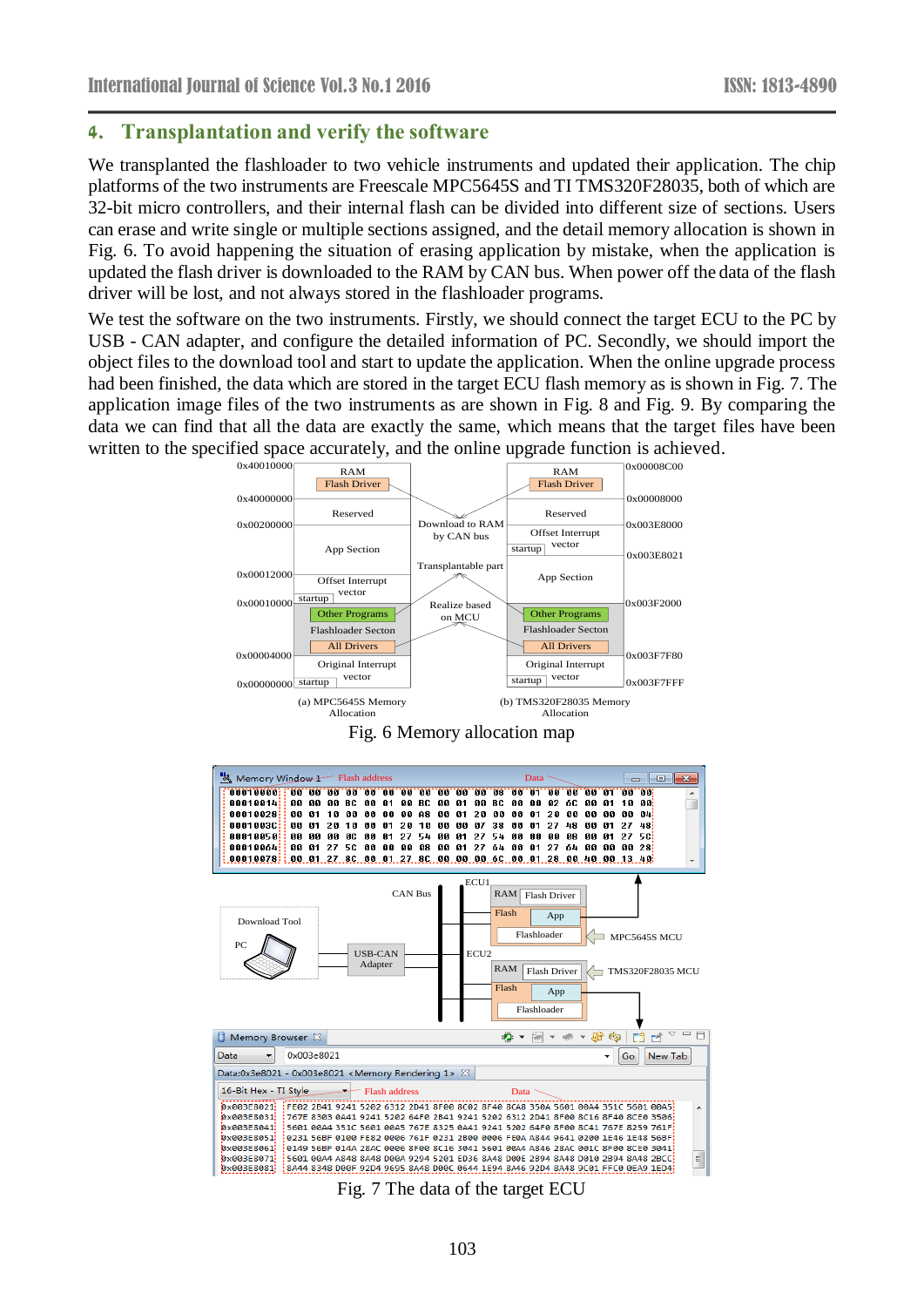## 4. Transplantation and verify the software

We transplanted the flashloader to two vehicle instruments and updated their application. The chip platforms of the two instruments are Freescale MPC5645S and TI TMS320F28035, both of which are 32-bit micro controllers, and their internal flash can be divided into different size of sections. Users can erase and write single or multiple sections assigned, and the detail memory allocation is shown in Fig. 6. To avoid happening the situation of erasing application by mistake, when the application is updated the flash driver is downloaded to the RAM by CAN bus. When power off the data of the flash driver will be lost, and not always stored in the flashloader programs.

We test the software on the two instruments. Firstly, we should connect the target ECU to the PC by USB - CAN adapter, and configure the detailed information of PC. Secondly, we should import the object files to the download tool and start to update the application. When the online upgrade process had been finished, the data which are stored in the target ECU flash memory as is shown in Fig. 7. The application image files of the two instruments as are shown in Fig. 8 and Fig. 9. By comparing the data we can find that all the data are exactly the same, which means that the target files have been written to the specified space accurately, and the online upgrade function is achieved.

Fig. 6 Memory allocation map

Fig. 7 The data of the target ECU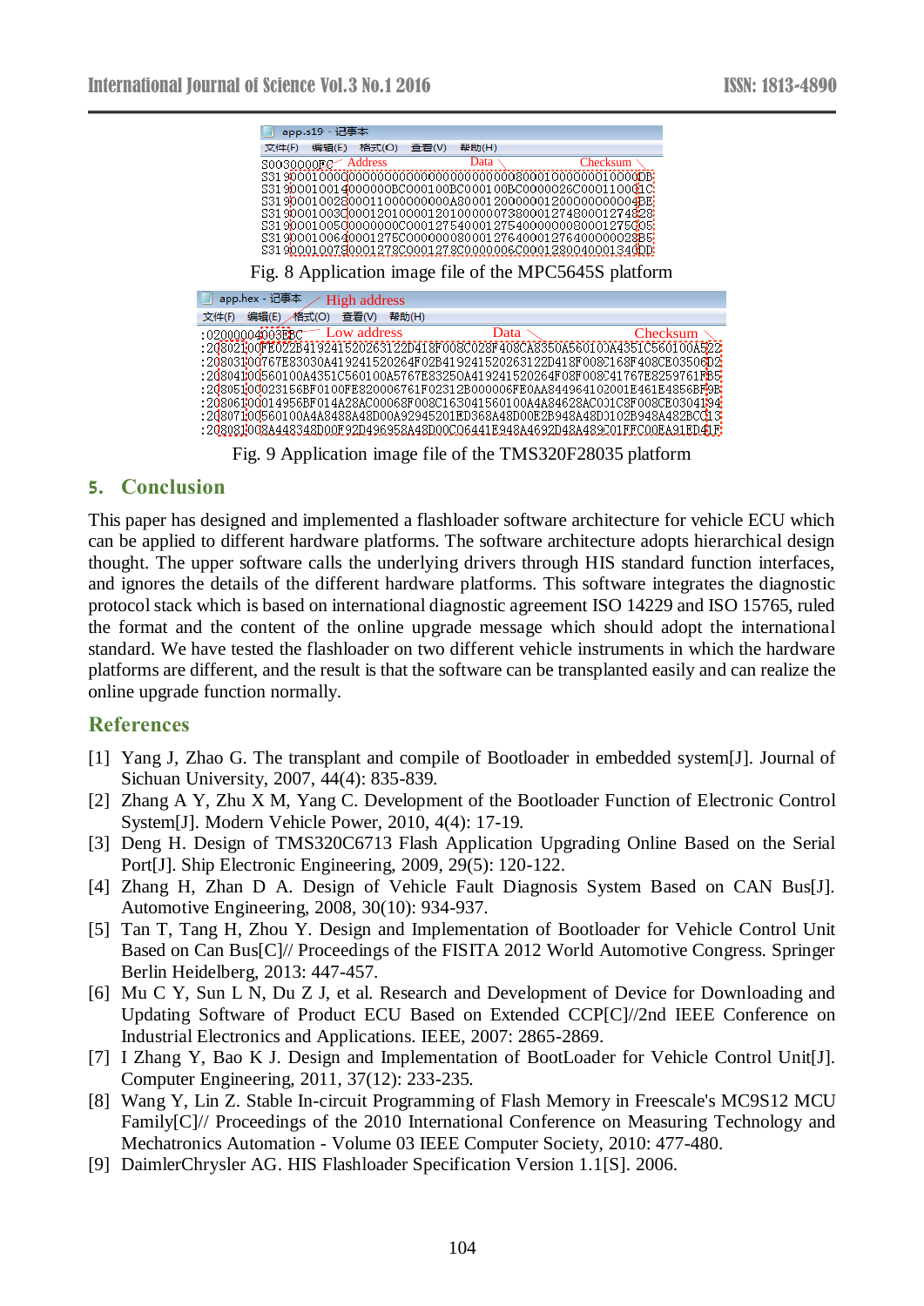Fig. 8 Application image file of the MPC5645S platform

Fig. 9 Application image file of the TMS320F28035 platform

## 5. Conclusion

This paper has designed and implemented a flashloader software architecture for vehicle ECU which can be applied to different hardware platforms. The software architecture adopts hierarchical design thought. The upper software calls the underlying drivers through HIS standard function interfaces, and ignores the details of the different hardware platforms. This software integrates the diagnostic protocol stack which is based on international diagnostic agreement ISO 14229 and ISO 15765, ruled the format and the content of the online upgrade message which should adopt the international standard. We have tested the flashloader on two different vehicle instruments in which the hardware platforms are different, and the result is that the software can be transplanted easily and can realize the online upgrade function normally.

## References

[1] Yang J, Zhao G. The transplant and compile of Bootloader in embedded system[J]. Journal of Sichuan University, 2007, 44(4): 835-839.

[2] Zhang A Y, Zhu X M, Yang C. Development of the Bootloader Function of Electronic Control System[J]. Modern Vehicle Power, 2010, 4(4): 17-19.

[3] Deng H. Design of TMS320C6713 Flash Application Upgrading Online Based on the Serial Port[J]. Ship Electronic Engineering, 2009, 29(5): 120-122.

[4] Zhang H, Zhan D A. Design of Vehicle Fault Diagnosis System Based on CAN Bus[J]. Automotive Engineering, 2008, 30(10): 934-937.

[5] Tan T, Tang H, Zhou Y. Design and Implementation of Bootloader for Vehicle Control Unit Based on Can Bus[C]// Proceedings of the FISITA 2012 World Automotive Congress. Springer Berlin Heidelberg, 2013: 447-457.

[6] Mu C Y, Sun L N, Du Z J, et al. Research and Development of Device for Downloading and Updating Software of Product ECU Based on Extended CCP[C]//2nd IEEE Conference on Industrial Electronics and Applications. IEEE, 2007: 2865-2869.

[7] I Zhang Y, Bao K J. Design and Implementation of BootLoader for Vehicle Control Unit[J]. Computer Engineering, 2011, 37(12): 233-235.

[8] Wang Y, Lin Z. Stable In-circuit Programming of Flash Memory in Freescale's MC9S12 MCU Family[C]// Proceedings of the 2010 International Conference on Measuring Technology and Mechatronics Automation - Volume 03 IEEE Computer Society, 2010: 477-480.

[9] DaimlerChrysler AG. HIS Flashloader Specification Version 1.1[S]. 2006.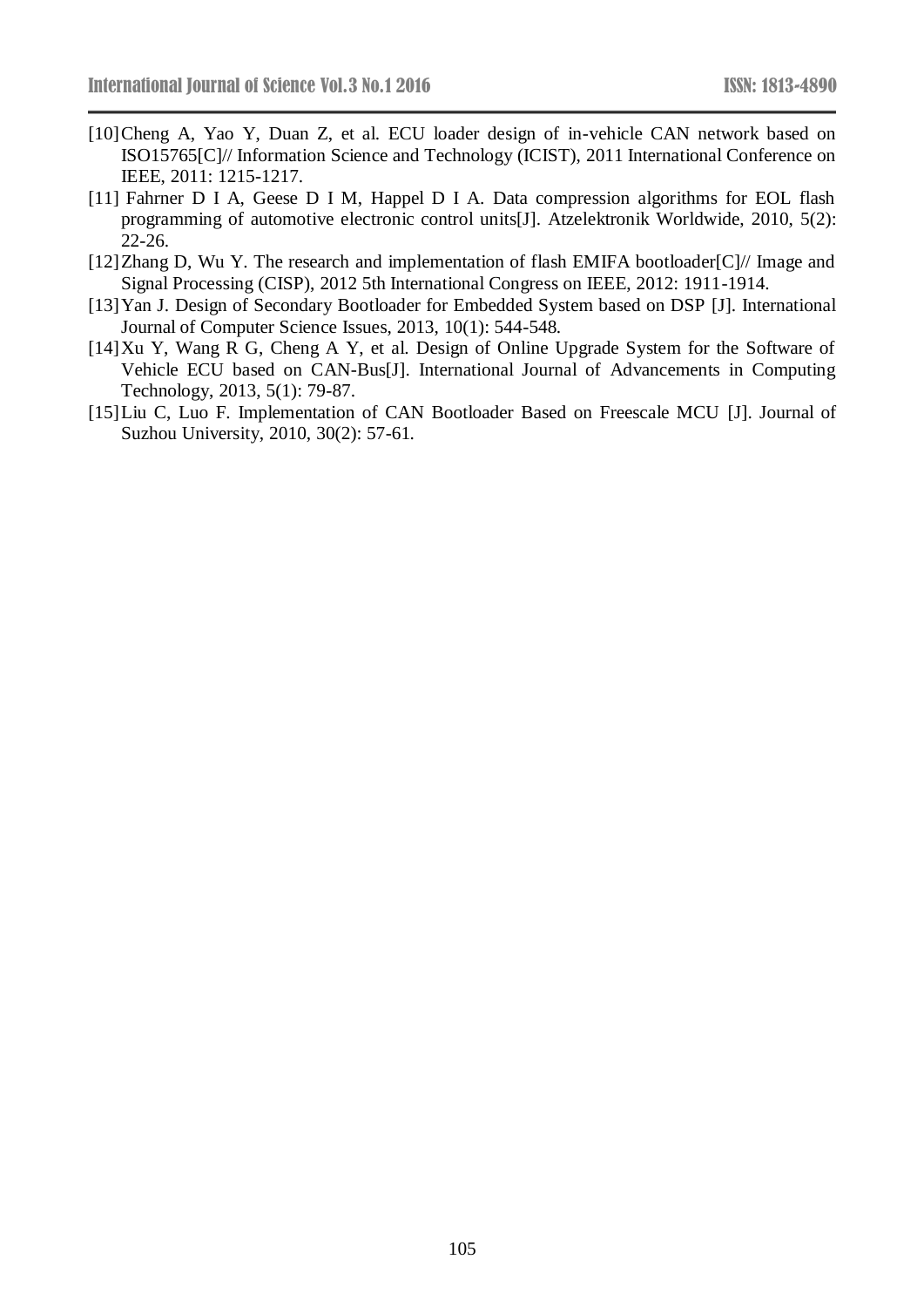[10] Cheng A, Yao Y, Duan Z, et al. ECU loader design of in-vehicle CAN network based on ISO15765[C]// Information Science and Technology (ICIST), 2011 International Conference on IEEE, 2011: 1215-1217.

[11] Fahrner D I A, Geese D I M, Happel D I A. Data compression algorithms for EOL flash programming of automotive electronic control units[J]. Atzelektronik Worldwide, 2010, 5(2): 22-26.

[12] Zhang D, Wu Y. The research and implementation of flash EMIFA bootloader[C]// Image and Signal Processing (CISP), 2012 5th International Congress on IEEE, 2012: 1911-1914.

[13] Yan J. Design of Secondary Bootloader for Embedded System based on DSP [J]. International Journal of Computer Science Issues, 2013, 10(1): 544-548.

[14] Xu Y, Wang R G, Cheng A Y, et al. Design of Online Upgrade System for the Software of Vehicle ECU based on CAN-Bus[J]. International Journal of Advancements in Computing Technology, 2013, 5(1): 79-87.

[15] Liu C, Luo F. Implementation of CAN Bootloader Based on Freescale MCU [J]. Journal of Suzhou University, 2010, 30(2): 57-61.